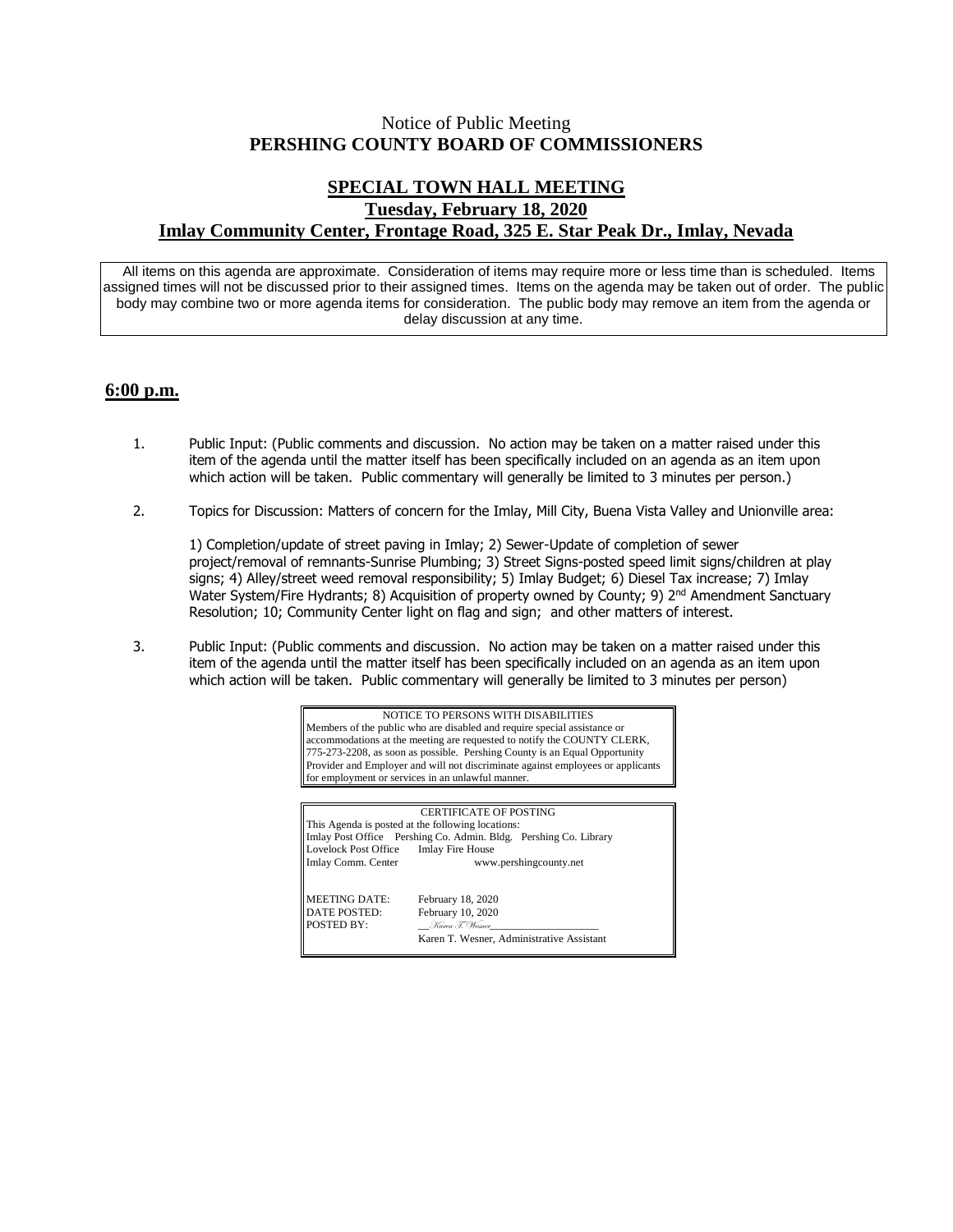Notice of Public Meeting
**PERSHING COUNTY BOARD OF COMMISSIONERS**

## SPECIAL TOWN HALL MEETING

**Tuesday, February 18, 2020**

**Imlay Community Center, Frontage Road, 325 E. Star Peak Dr., Imlay, Nevada**

All items on this agenda are approximate. Consideration of items may require more or less time than is scheduled. Items assigned times will not be discussed prior to their assigned times. Items on the agenda may be taken out of order. The public body may combine two or more agenda items for consideration. The public body may remove an item from the agenda or delay discussion at any time.

**6:00 p.m.**

1. Public Input: (Public comments and discussion. No action may be taken on a matter raised under this item of the agenda until the matter itself has been specifically included on an agenda as an item upon which action will be taken. Public commentary will generally be limited to 3 minutes per person.)

2. Topics for Discussion: Matters of concern for the Imlay, Mill City, Buena Vista Valley and Unionville area:

   1) Completion/update of street paving in Imlay; 2) Sewer-Update of completion of sewer project/removal of remnants-Sunrise Plumbing; 3) Street Signs-posted speed limit signs/children at play signs; 4) Alley/street weed removal responsibility; 5) Imlay Budget; 6) Diesel Tax increase; 7) Imlay Water System/Fire Hydrants; 8) Acquisition of property owned by County; 9) 2nd Amendment Sanctuary Resolution; 10; Community Center light on flag and sign; and other matters of interest.

3. Public Input: (Public comments and discussion. No action may be taken on a matter raised under this item of the agenda until the matter itself has been specifically included on an agenda as an item upon which action will be taken. Public commentary will generally be limited to 3 minutes per person)

NOTICE TO PERSONS WITH DISABILITIES
Members of the public who are disabled and require special assistance or accommodations at the meeting are requested to notify the COUNTY CLERK, 775-273-2208, as soon as possible. Pershing County is an Equal Opportunity Provider and Employer and will not discriminate against employees or applicants for employment or services in an unlawful manner.

CERTIFICATE OF POSTING
This Agenda is posted at the following locations:
Imlay Post Office Pershing Co. Admin. Bldg. Pershing Co. Library
Lovelock Post Office Imlay Fire House
Imlay Comm. Center www.pershingcounty.net

MEETING DATE: February 18, 2020
DATE POSTED: February 10, 2020
POSTED BY: Karen T. Wesner
Karen T. Wesner, Administrative Assistant